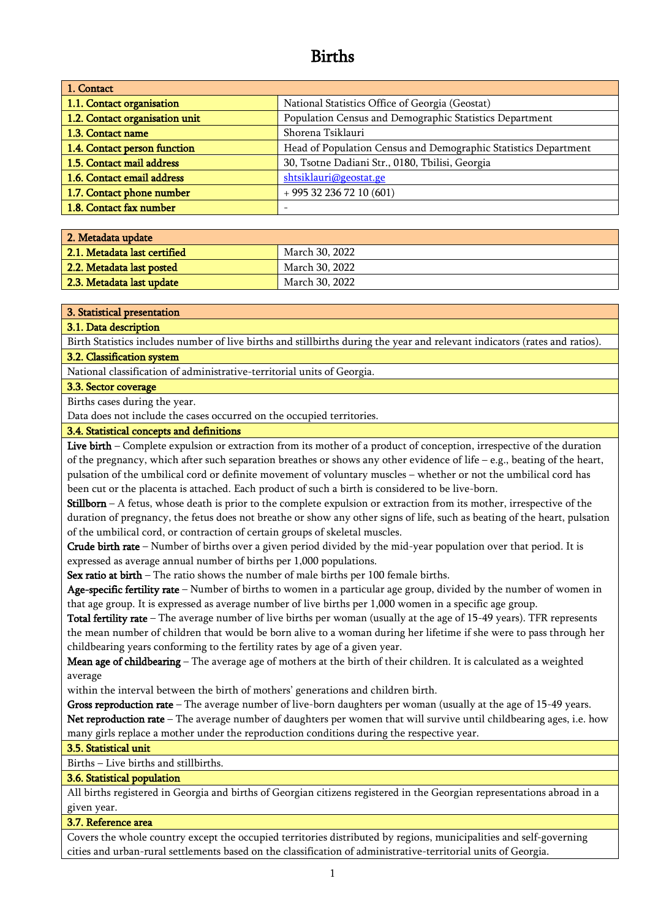# Births

| 1. Contact | |
|---|---|
| **1.1. Contact organisation** | National Statistics Office of Georgia (Geostat) |
| **1.2. Contact organisation unit** | Population Census and Demographic Statistics Department |
| **1.3. Contact name** | Shorena Tsiklauri |
| **1.4. Contact person function** | Head of Population Census and Demographic Statistics Department |
| **1.5. Contact mail address** | 30, Tsotne Dadiani Str., 0180, Tbilisi, Georgia |
| **1.6. Contact email address** | shtsiklauri@geostat.ge |
| **1.7. Contact phone number** | + 995 32 236 72 10 (601) |
| **1.8. Contact fax number** | - |

| 2. Metadata update | |
|---|---|
| **2.1. Metadata last certified** | March 30, 2022 |
| **2.2. Metadata last posted** | March 30, 2022 |
| **2.3. Metadata last update** | March 30, 2022 |

## 3. Statistical presentation

### 3.1. Data description

Birth Statistics includes number of live births and stillbirths during the year and relevant indicators (rates and ratios).

### 3.2. Classification system

National classification of administrative-territorial units of Georgia.

### 3.3. Sector coverage

Births cases during the year.

Data does not include the cases occurred on the occupied territories.

### 3.4. Statistical concepts and definitions

**Live birth** – Complete expulsion or extraction from its mother of a product of conception, irrespective of the duration of the pregnancy, which after such separation breathes or shows any other evidence of life – e.g., beating of the heart, pulsation of the umbilical cord or definite movement of voluntary muscles – whether or not the umbilical cord has been cut or the placenta is attached. Each product of such a birth is considered to be live-born.

**Stillborn** – A fetus, whose death is prior to the complete expulsion or extraction from its mother, irrespective of the duration of pregnancy, the fetus does not breathe or show any other signs of life, such as beating of the heart, pulsation of the umbilical cord, or contraction of certain groups of skeletal muscles.

**Crude birth rate** – Number of births over a given period divided by the mid-year population over that period. It is expressed as average annual number of births per 1,000 populations.

**Sex ratio at birth** – The ratio shows the number of male births per 100 female births.

**Age-specific fertility rate** – Number of births to women in a particular age group, divided by the number of women in that age group. It is expressed as average number of live births per 1,000 women in a specific age group.

**Total fertility rate** – The average number of live births per woman (usually at the age of 15-49 years). TFR represents the mean number of children that would be born alive to a woman during her lifetime if she were to pass through her childbearing years conforming to the fertility rates by age of a given year.

**Mean age of childbearing** – The average age of mothers at the birth of their children. It is calculated as a weighted average within the interval between the birth of mothers' generations and children birth.

**Gross reproduction rate** – The average number of live-born daughters per woman (usually at the age of 15-49 years.

**Net reproduction rate** – The average number of daughters per women that will survive until childbearing ages, i.e. how many girls replace a mother under the reproduction conditions during the respective year.

### 3.5. Statistical unit

Births – Live births and stillbirths.

### 3.6. Statistical population

All births registered in Georgia and births of Georgian citizens registered in the Georgian representations abroad in a given year.

### 3.7. Reference area

Covers the whole country except the occupied territories distributed by regions, municipalities and self-governing cities and urban-rural settlements based on the classification of administrative-territorial units of Georgia.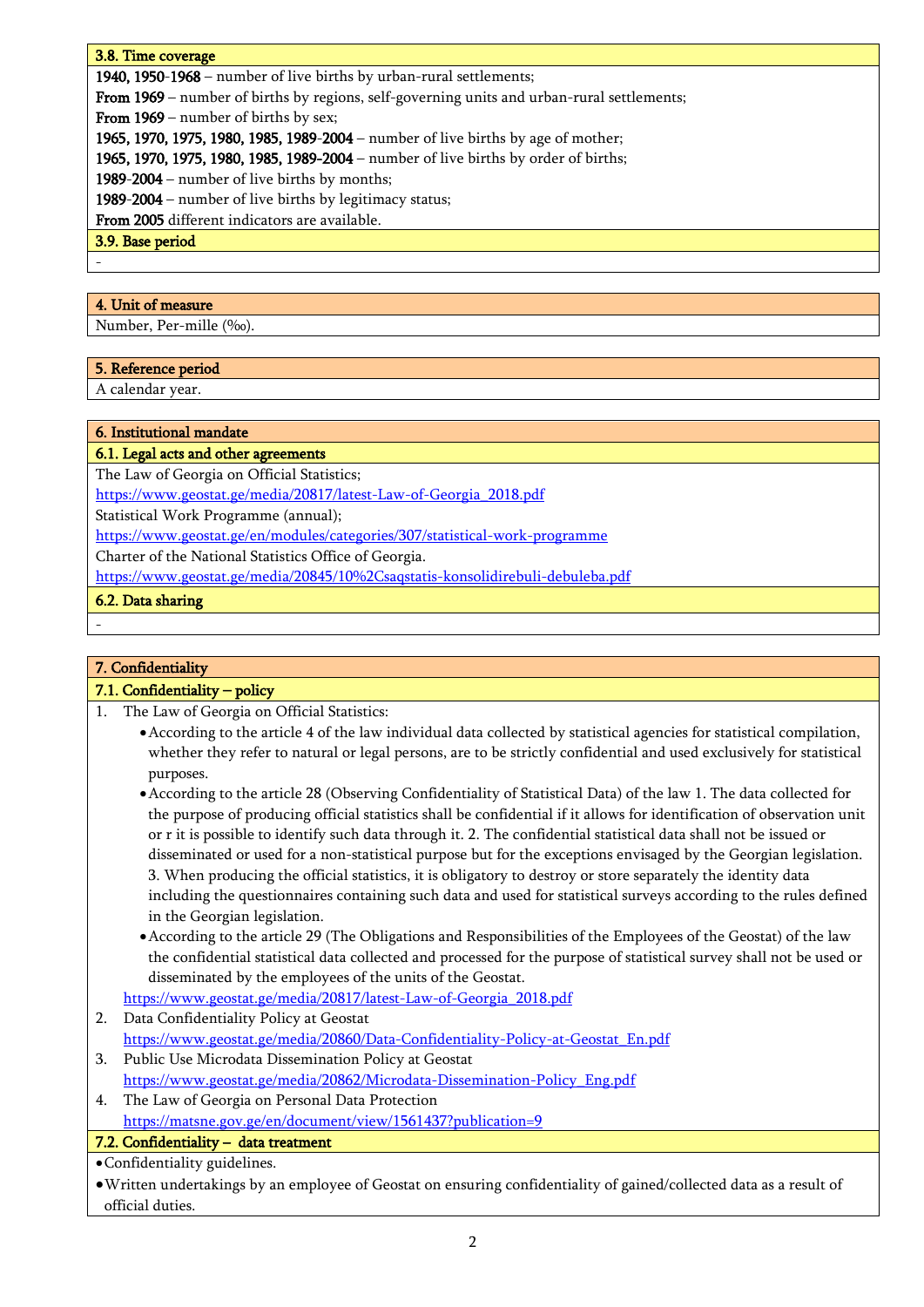### 3.8. Time coverage

**1940, 1950-1968** – number of live births by urban-rural settlements;
**From 1969** – number of births by regions, self-governing units and urban-rural settlements;
**From 1969** – number of births by sex;
**1965, 1970, 1975, 1980, 1985, 1989-2004** – number of live births by age of mother;
**1965, 1970, 1975, 1980, 1985, 1989-2004** – number of live births by order of births;
**1989-2004** – number of live births by months;
**1989-2004** – number of live births by legitimacy status;
**From 2005** different indicators are available.

### 3.9. Base period

-

## 4. Unit of measure

Number, Per-mille (‰).

## 5. Reference period

A calendar year.

## 6. Institutional mandate

### 6.1. Legal acts and other agreements

The Law of Georgia on Official Statistics;
https://www.geostat.ge/media/20817/latest-Law-of-Georgia_2018.pdf
Statistical Work Programme (annual);
https://www.geostat.ge/en/modules/categories/307/statistical-work-programme
Charter of the National Statistics Office of Georgia.
https://www.geostat.ge/media/20845/10%2Csaqstatis-konsolidirebuli-debuleba.pdf

### 6.2. Data sharing

-

## 7. Confidentiality

### 7.1. Confidentiality – policy

1. The Law of Georgia on Official Statistics:
   - According to the article 4 of the law individual data collected by statistical agencies for statistical compilation, whether they refer to natural or legal persons, are to be strictly confidential and used exclusively for statistical purposes.
   - According to the article 28 (Observing Confidentiality of Statistical Data) of the law 1. The data collected for the purpose of producing official statistics shall be confidential if it allows for identification of observation unit or r it is possible to identify such data through it. 2. The confidential statistical data shall not be issued or disseminated or used for a non-statistical purpose but for the exceptions envisaged by the Georgian legislation. 3. When producing the official statistics, it is obligatory to destroy or store separately the identity data including the questionnaires containing such data and used for statistical surveys according to the rules defined in the Georgian legislation.
   - According to the article 29 (The Obligations and Responsibilities of the Employees of the Geostat) of the law the confidential statistical data collected and processed for the purpose of statistical survey shall not be used or disseminated by the employees of the units of the Geostat.

   https://www.geostat.ge/media/20817/latest-Law-of-Georgia_2018.pdf
2. Data Confidentiality Policy at Geostat
   https://www.geostat.ge/media/20860/Data-Confidentiality-Policy-at-Geostat_En.pdf
3. Public Use Microdata Dissemination Policy at Geostat
   https://www.geostat.ge/media/20862/Microdata-Dissemination-Policy_Eng.pdf
4. The Law of Georgia on Personal Data Protection
   https://matsne.gov.ge/en/document/view/1561437?publication=9

### 7.2. Confidentiality – data treatment

- Confidentiality guidelines.
- Written undertakings by an employee of Geostat on ensuring confidentiality of gained/collected data as a result of official duties.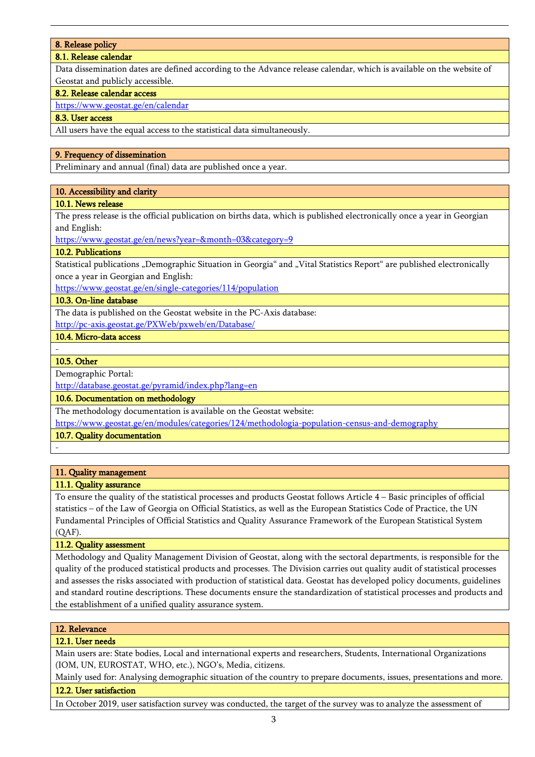## 8. Release policy

### 8.1. Release calendar

Data dissemination dates are defined according to the Advance release calendar, which is available on the website of Geostat and publicly accessible.

### 8.2. Release calendar access

https://www.geostat.ge/en/calendar

### 8.3. User access

All users have the equal access to the statistical data simultaneously.

## 9. Frequency of dissemination

Preliminary and annual (final) data are published once a year.

## 10. Accessibility and clarity

### 10.1. News release

The press release is the official publication on births data, which is published electronically once a year in Georgian and English:
https://www.geostat.ge/en/news?year=&month=03&category=9

### 10.2. Publications

Statistical publications „Demographic Situation in Georgia“ and „Vital Statistics Report“ are published electronically once a year in Georgian and English:
https://www.geostat.ge/en/single-categories/114/population

### 10.3. On-line database

The data is published on the Geostat website in the PC-Axis database:
http://pc-axis.geostat.ge/PXWeb/pxweb/en/Database/

### 10.4. Micro-data access

-

### 10.5. Other

Demographic Portal:
http://database.geostat.ge/pyramid/index.php?lang=en

### 10.6. Documentation on methodology

The methodology documentation is available on the Geostat website:
https://www.geostat.ge/en/modules/categories/124/methodologia-population-census-and-demography

### 10.7. Quality documentation

-

## 11. Quality management

### 11.1. Quality assurance

To ensure the quality of the statistical processes and products Geostat follows Article 4 – Basic principles of official statistics – of the Law of Georgia on Official Statistics, as well as the European Statistics Code of Practice, the UN Fundamental Principles of Official Statistics and Quality Assurance Framework of the European Statistical System (QAF).

### 11.2. Quality assessment

Methodology and Quality Management Division of Geostat, along with the sectoral departments, is responsible for the quality of the produced statistical products and processes. The Division carries out quality audit of statistical processes and assesses the risks associated with production of statistical data. Geostat has developed policy documents, guidelines and standard routine descriptions. These documents ensure the standardization of statistical processes and products and the establishment of a unified quality assurance system.

## 12. Relevance

### 12.1. User needs

Main users are: State bodies, Local and international experts and researchers, Students, International Organizations (IOM, UN, EUROSTAT, WHO, etc.), NGO's, Media, citizens.

Mainly used for: Analysing demographic situation of the country to prepare documents, issues, presentations and more.

### 12.2. User satisfaction

In October 2019, user satisfaction survey was conducted, the target of the survey was to analyze the assessment of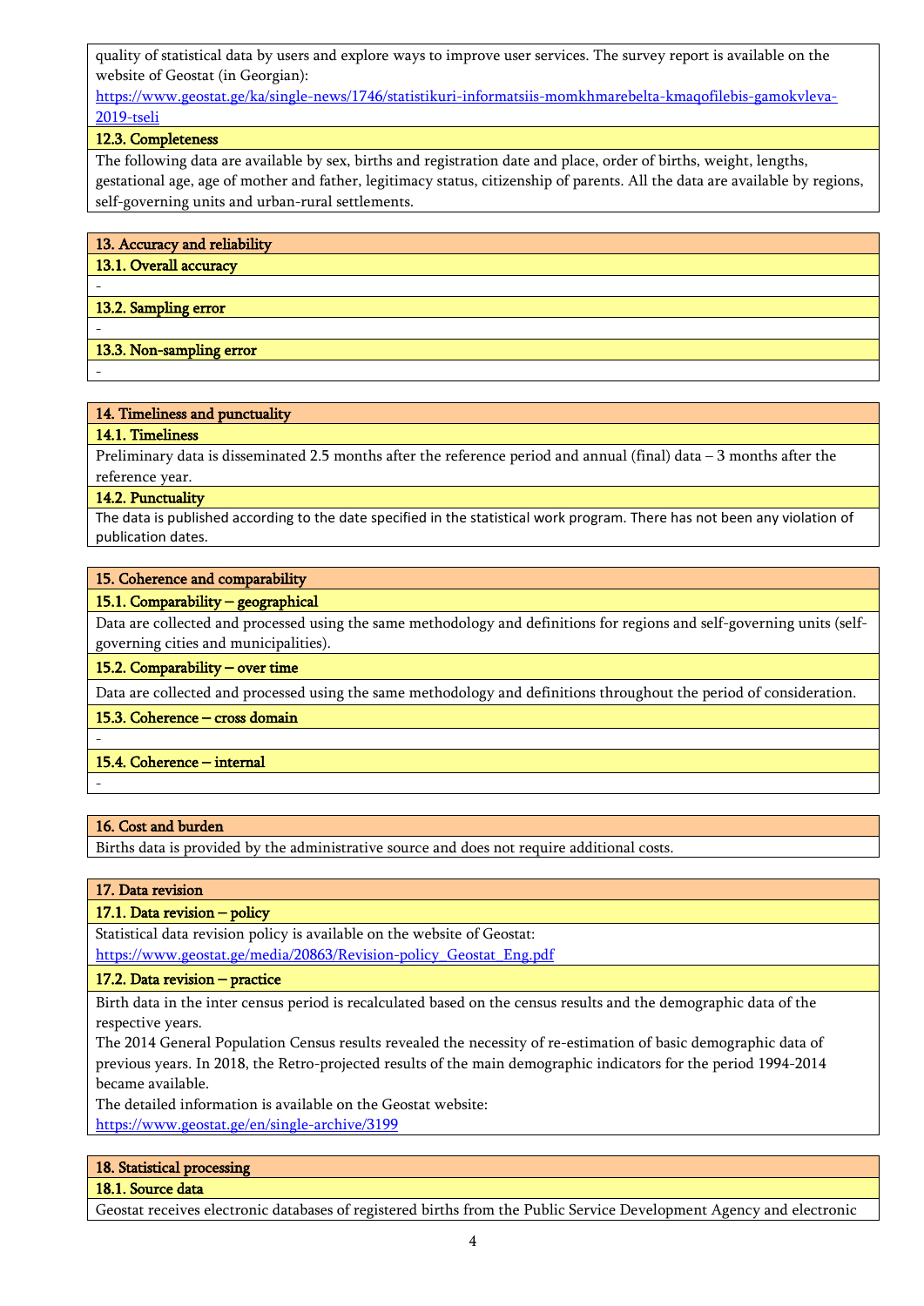quality of statistical data by users and explore ways to improve user services. The survey report is available on the website of Geostat (in Georgian):
https://www.geostat.ge/ka/single-news/1746/statistikuri-informatsiis-momkhmarebelta-kmaqofilebis-gamokvleva-2019-tseli

### 12.3. Completeness

The following data are available by sex, births and registration date and place, order of births, weight, lengths, gestational age, age of mother and father, legitimacy status, citizenship of parents. All the data are available by regions, self-governing units and urban-rural settlements.

## 13. Accuracy and reliability

### 13.1. Overall accuracy

-

### 13.2. Sampling error

-

### 13.3. Non-sampling error

-

## 14. Timeliness and punctuality

### 14.1. Timeliness

Preliminary data is disseminated 2.5 months after the reference period and annual (final) data – 3 months after the reference year.

### 14.2. Punctuality

The data is published according to the date specified in the statistical work program. There has not been any violation of publication dates.

## 15. Coherence and comparability

### 15.1. Comparability – geographical

Data are collected and processed using the same methodology and definitions for regions and self-governing units (self-governing cities and municipalities).

### 15.2. Comparability – over time

Data are collected and processed using the same methodology and definitions throughout the period of consideration.

### 15.3. Coherence – cross domain

-

### 15.4. Coherence – internal

-

## 16. Cost and burden

Births data is provided by the administrative source and does not require additional costs.

## 17. Data revision

### 17.1. Data revision – policy

Statistical data revision policy is available on the website of Geostat:
https://www.geostat.ge/media/20863/Revision-policy_Geostat_Eng.pdf

### 17.2. Data revision – practice

Birth data in the inter census period is recalculated based on the census results and the demographic data of the respective years.

The 2014 General Population Census results revealed the necessity of re-estimation of basic demographic data of previous years. In 2018, the Retro-projected results of the main demographic indicators for the period 1994-2014 became available.

The detailed information is available on the Geostat website:
https://www.geostat.ge/en/single-archive/3199

## 18. Statistical processing

### 18.1. Source data

Geostat receives electronic databases of registered births from the Public Service Development Agency and electronic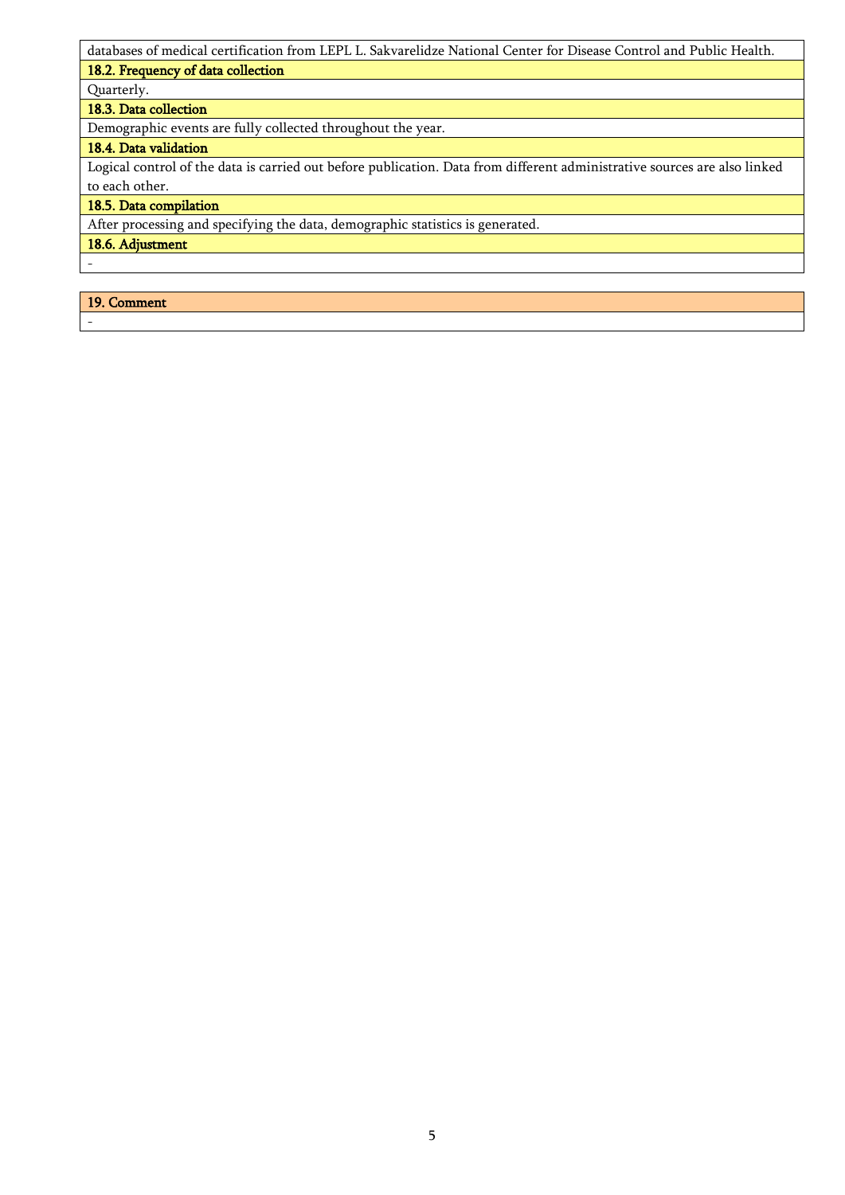databases of medical certification from LEPL L. Sakvarelidze National Center for Disease Control and Public Health.

### 18.2. Frequency of data collection

Quarterly.

### 18.3. Data collection

Demographic events are fully collected throughout the year.

### 18.4. Data validation

Logical control of the data is carried out before publication. Data from different administrative sources are also linked to each other.

### 18.5. Data compilation

After processing and specifying the data, demographic statistics is generated.

### 18.6. Adjustment

-

## 19. Comment

-